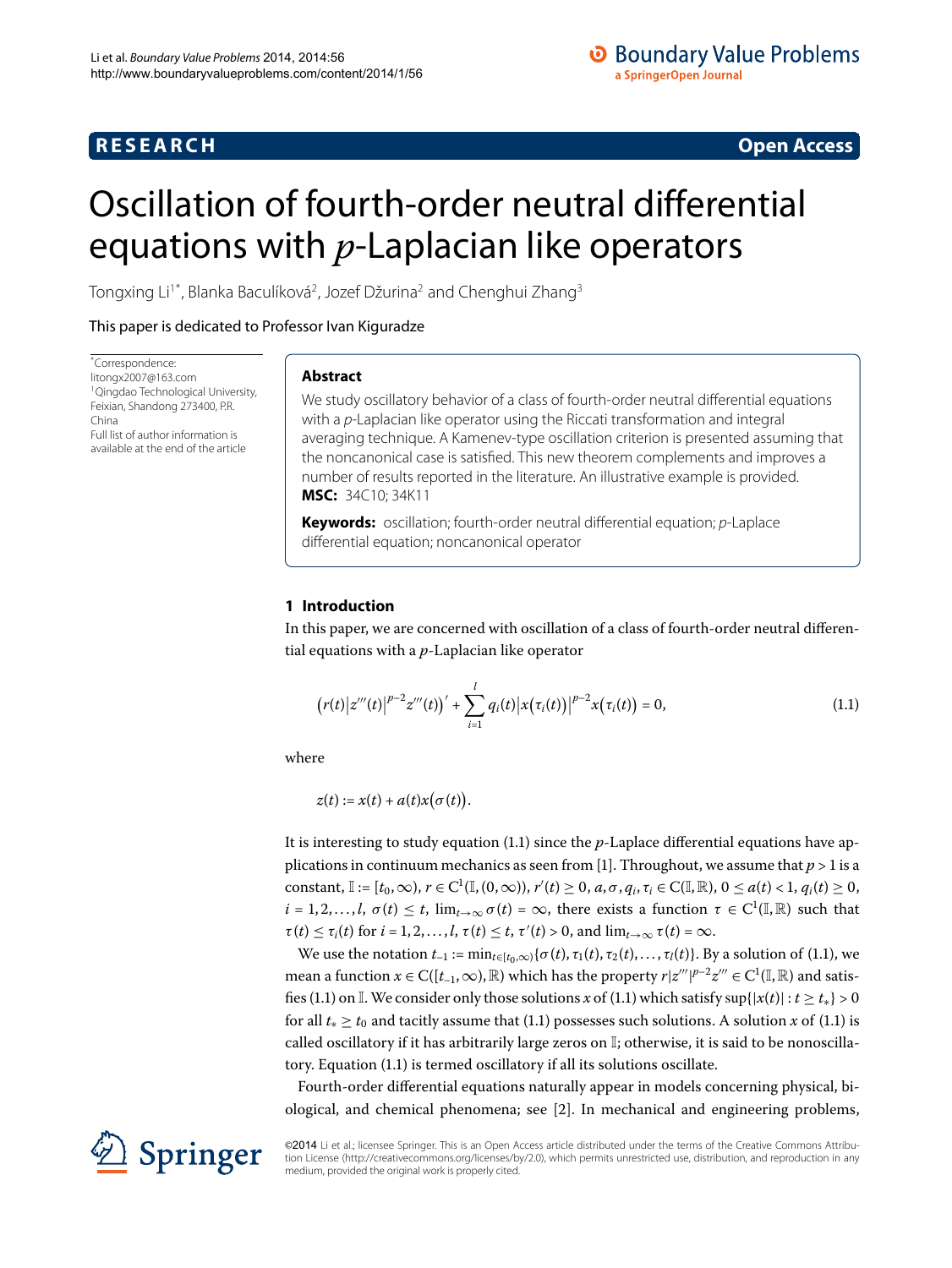**RESEARCH** **Open Access**

# Oscillation of fourth-order neutral differential equations with $p$-Laplacian like operators

Tongxing Li[1*], Blanka Baculíková[2], Jozef Džurina[2] and Chenghui Zhang[3]

This paper is dedicated to Professor Ivan Kiguradze

*Correspondence: litongx2007@163.com
[1]Qingdao Technological University, Feixian, Shandong 273400, P.R. China
Full list of author information is available at the end of the article

## Abstract

We study oscillatory behavior of a class of fourth-order neutral differential equations with a $p$-Laplacian like operator using the Riccati transformation and integral averaging technique. A Kamenev-type oscillation criterion is presented assuming that the noncanonical case is satisfied. This new theorem complements and improves a number of results reported in the literature. An illustrative example is provided.

**MSC:** 34C10; 34K11

**Keywords:** oscillation; fourth-order neutral differential equation; $p$-Laplace differential equation; noncanonical operator

## 1 Introduction

In this paper, we are concerned with oscillation of a class of fourth-order neutral differential equations with a $p$-Laplacian like operator

$$\bigl(r(t)\bigl|z'''(t)\bigr|^{p-2}z'''(t)\bigr)' + \sum_{i=1}^{l} q_i(t)\bigl|x\bigl(\tau_i(t)\bigr)\bigr|^{p-2}x\bigl(\tau_i(t)\bigr) = 0, \tag{1.1}$$

where

$$z(t) := x(t) + a(t)x\bigl(\sigma(t)\bigr).$$

It is interesting to study equation (1.1) since the $p$-Laplace differential equations have applications in continuum mechanics as seen from [1]. Throughout, we assume that $p > 1$ is a constant, $\mathbb{I} := [t_0, \infty)$, $r \in \mathrm{C}^1(\mathbb{I}, (0, \infty))$, $r'(t) \ge 0$, $a, \sigma, q_i, \tau_i \in \mathrm{C}(\mathbb{I}, \mathbb{R})$, $0 \le a(t) < 1$, $q_i(t) \ge 0$, $i = 1, 2, \ldots, l$, $\sigma(t) \le t$, $\lim_{t\to\infty} \sigma(t) = \infty$, there exists a function $\tau \in \mathrm{C}^1(\mathbb{I}, \mathbb{R})$ such that $\tau(t) \le \tau_i(t)$ for $i = 1, 2, \ldots, l$, $\tau(t) \le t$, $\tau'(t) > 0$, and $\lim_{t\to\infty} \tau(t) = \infty$.

We use the notation $t_{-1} := \min_{t\in[t_0,\infty)}\{\sigma(t), \tau_1(t), \tau_2(t), \ldots, \tau_l(t)\}$. By a solution of (1.1), we mean a function $x \in \mathrm{C}([t_{-1}, \infty), \mathbb{R})$ which has the property $r|z'''|^{p-2}z''' \in \mathrm{C}^1(\mathbb{I}, \mathbb{R})$ and satisfies (1.1) on $\mathbb{I}$. We consider only those solutions $x$ of (1.1) which satisfy $\sup\{|x(t)| : t \ge t_*\} > 0$ for all $t_* \ge t_0$ and tacitly assume that (1.1) possesses such solutions. A solution $x$ of (1.1) is called oscillatory if it has arbitrarily large zeros on $\mathbb{I}$; otherwise, it is said to be nonoscillatory. Equation (1.1) is termed oscillatory if all its solutions oscillate.

Fourth-order differential equations naturally appear in models concerning physical, biological, and chemical phenomena; see [2]. In mechanical and engineering problems,

©2014 Li et al.; licensee Springer. This is an Open Access article distributed under the terms of the Creative Commons Attribution License (http://creativecommons.org/licenses/by/2.0), which permits unrestricted use, distribution, and reproduction in any medium, provided the original work is properly cited.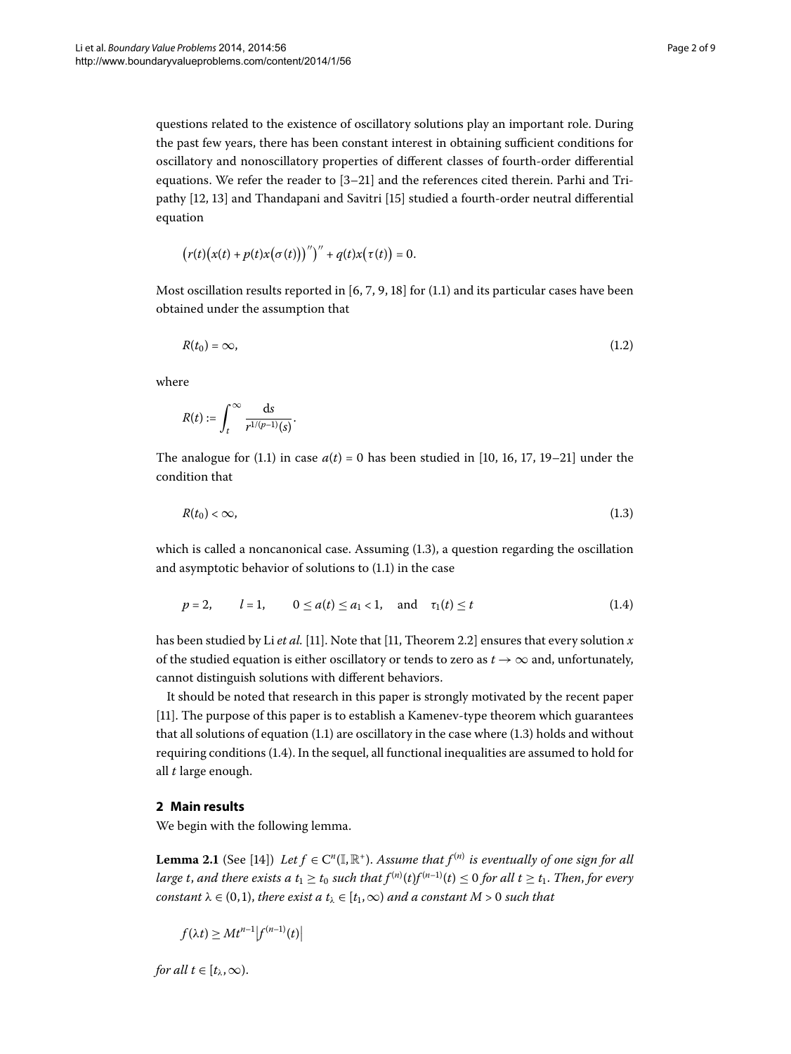questions related to the existence of oscillatory solutions play an important role. During the past few years, there has been constant interest in obtaining sufficient conditions for oscillatory and nonoscillatory properties of different classes of fourth-order differential equations. We refer the reader to [3–21] and the references cited therein. Parhi and Tripathy [12, 13] and Thandapani and Savitri [15] studied a fourth-order neutral differential equation

$$\left(r(t)\left(x(t)+p(t)x\left(\sigma(t)\right)\right)''\right)''+q(t)x\left(\tau(t)\right)=0.$$

Most oscillation results reported in [6, 7, 9, 18] for (1.1) and its particular cases have been obtained under the assumption that

$$R(t_0)=\infty, \tag{1.2}$$

where

$$R(t):=\int_t^\infty \frac{\mathrm{d}s}{r^{1/(p-1)}(s)}.$$

The analogue for (1.1) in case $a(t)=0$ has been studied in [10, 16, 17, 19–21] under the condition that

$$R(t_0)<\infty, \tag{1.3}$$

which is called a noncanonical case. Assuming (1.3), a question regarding the oscillation and asymptotic behavior of solutions to (1.1) in the case

$$p=2,\qquad l=1,\qquad 0\le a(t)\le a_1<1,\quad \text{and}\quad \tau_1(t)\le t \tag{1.4}$$

has been studied by Li *et al.* [11]. Note that [11, Theorem 2.2] ensures that every solution $x$ of the studied equation is either oscillatory or tends to zero as $t\to\infty$ and, unfortunately, cannot distinguish solutions with different behaviors.

It should be noted that research in this paper is strongly motivated by the recent paper [11]. The purpose of this paper is to establish a Kamenev-type theorem which guarantees that all solutions of equation (1.1) are oscillatory in the case where (1.3) holds and without requiring conditions (1.4). In the sequel, all functional inequalities are assumed to hold for all $t$ large enough.

## 2 Main results

We begin with the following lemma.

**Lemma 2.1** (See [14]) *Let $f\in \mathrm{C}^n(\mathbb{I},\mathbb{R}^+)$. Assume that $f^{(n)}$ is eventually of one sign for all large $t$, and there exists a $t_1\ge t_0$ such that $f^{(n)}(t)f^{(n-1)}(t)\le 0$ for all $t\ge t_1$. Then, for every constant $\lambda\in(0,1)$, there exist a $t_\lambda\in[t_1,\infty)$ and a constant $M>0$ such that*

$$f(\lambda t)\ge Mt^{n-1}\left|f^{(n-1)}(t)\right|$$

*for all $t\in[t_\lambda,\infty)$.*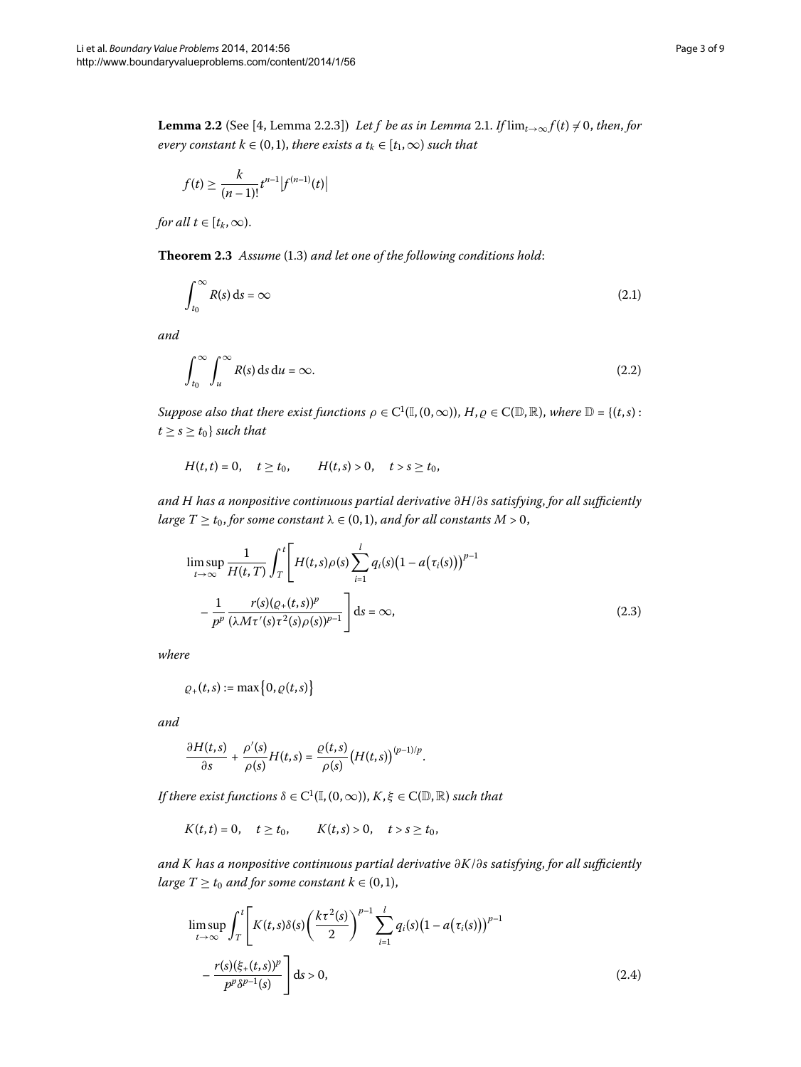**Lemma 2.2** (See [4, Lemma 2.2.3]) *Let $f$ be as in Lemma* 2.1. *If $\lim_{t\to\infty} f(t) \neq 0$, then, for every constant $k \in (0,1)$, there exists a $t_k \in [t_1, \infty)$ such that*

$$f(t) \geq \frac{k}{(n-1)!} t^{n-1} \left| f^{(n-1)}(t) \right|$$

*for all $t \in [t_k, \infty)$.*

**Theorem 2.3** *Assume* (1.3) *and let one of the following conditions hold*:

$$\int_{t_0}^{\infty} R(s)\,\mathrm{d}s = \infty \tag{2.1}$$

*and*

$$\int_{t_0}^{\infty} \int_{u}^{\infty} R(s)\,\mathrm{d}s\,\mathrm{d}u = \infty. \tag{2.2}$$

*Suppose also that there exist functions $\rho \in \mathrm{C}^1(\mathbb{I}, (0,\infty))$, $H, \varrho \in \mathrm{C}(\mathbb{D}, \mathbb{R})$, where $\mathbb{D} = \{(t,s) : t \geq s \geq t_0\}$ such that*

$$H(t,t) = 0, \quad t \geq t_0, \qquad H(t,s) > 0, \quad t > s \geq t_0,$$

*and $H$ has a nonpositive continuous partial derivative $\partial H/\partial s$ satisfying, for all sufficiently large $T \geq t_0$, for some constant $\lambda \in (0,1)$, and for all constants $M > 0$,*

$$\begin{aligned}
&\limsup_{t\to\infty} \frac{1}{H(t,T)} \int_T^t \Bigg[ H(t,s)\rho(s) \sum_{i=1}^{l} q_i(s)\big(1 - a\big(\tau_i(s)\big)\big)^{p-1} \\
&\quad - \frac{1}{p^p} \frac{r(s)(\varrho_+(t,s))^p}{(\lambda M \tau'(s)\tau^2(s)\rho(s))^{p-1}} \Bigg] \mathrm{d}s = \infty,
\end{aligned} \tag{2.3}$$

*where*

$$\varrho_+(t,s) := \max\big\{0, \varrho(t,s)\big\}$$

*and*

$$\frac{\partial H(t,s)}{\partial s} + \frac{\rho'(s)}{\rho(s)} H(t,s) = \frac{\varrho(t,s)}{\rho(s)} \big(H(t,s)\big)^{(p-1)/p}.$$

*If there exist functions $\delta \in \mathrm{C}^1(\mathbb{I}, (0,\infty))$, $K, \xi \in \mathrm{C}(\mathbb{D}, \mathbb{R})$ such that*

$$K(t,t) = 0, \quad t \geq t_0, \qquad K(t,s) > 0, \quad t > s \geq t_0,$$

*and $K$ has a nonpositive continuous partial derivative $\partial K/\partial s$ satisfying, for all sufficiently large $T \geq t_0$ and for some constant $k \in (0,1)$,*

$$\begin{aligned}
&\limsup_{t\to\infty} \int_T^t \Bigg[ K(t,s)\delta(s) \left( \frac{k\tau^2(s)}{2} \right)^{p-1} \sum_{i=1}^{l} q_i(s)\big(1 - a\big(\tau_i(s)\big)\big)^{p-1} \\
&\quad - \frac{r(s)(\xi_+(t,s))^p}{p^p \delta^{p-1}(s)} \Bigg] \mathrm{d}s > 0,
\end{aligned} \tag{2.4}$$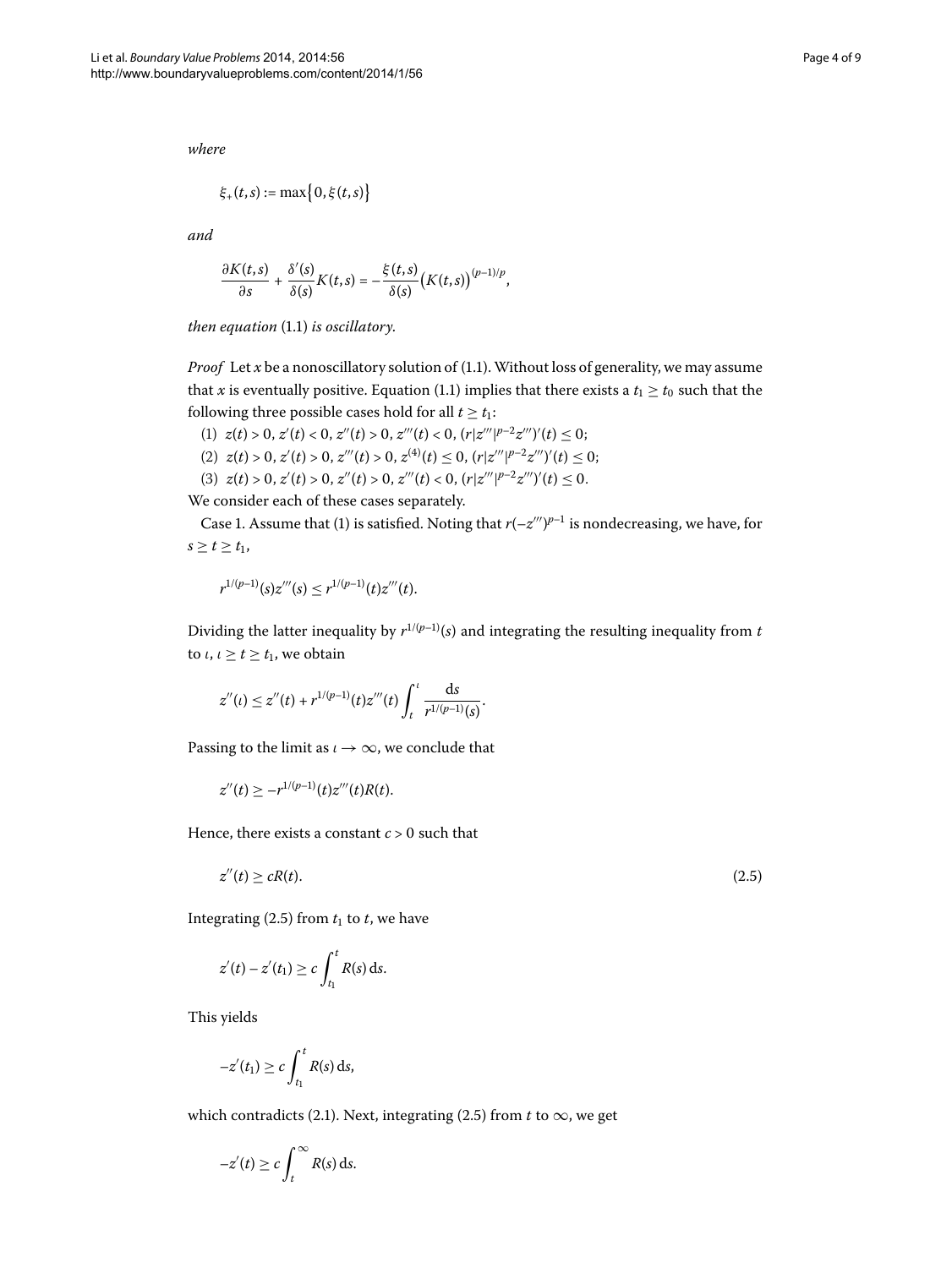*where*

$$\xi_+(t,s) := \max\{0, \xi(t,s)\}$$

*and*

$$\frac{\partial K(t,s)}{\partial s} + \frac{\delta'(s)}{\delta(s)}K(t,s) = -\frac{\xi(t,s)}{\delta(s)}\big(K(t,s)\big)^{(p-1)/p},$$

*then equation* (1.1) *is oscillatory.*

*Proof* Let $x$ be a nonoscillatory solution of (1.1). Without loss of generality, we may assume that $x$ is eventually positive. Equation (1.1) implies that there exists a $t_1 \geq t_0$ such that the following three possible cases hold for all $t \geq t_1$:

(1) $z(t) > 0$, $z'(t) < 0$, $z''(t) > 0$, $z'''(t) < 0$, $(r|z'''|^{p-2}z''')'(t) \leq 0$;

(2) $z(t) > 0$, $z'(t) > 0$, $z'''(t) > 0$, $z^{(4)}(t) \leq 0$, $(r|z'''|^{p-2}z''')'(t) \leq 0$;

(3) $z(t) > 0$, $z'(t) > 0$, $z''(t) > 0$, $z'''(t) < 0$, $(r|z'''|^{p-2}z''')'(t) \leq 0$.

We consider each of these cases separately.

Case 1. Assume that (1) is satisfied. Noting that $r(-z''')^{p-1}$ is nondecreasing, we have, for $s \geq t \geq t_1$,

$$r^{1/(p-1)}(s)z'''(s) \leq r^{1/(p-1)}(t)z'''(t).$$

Dividing the latter inequality by $r^{1/(p-1)}(s)$ and integrating the resulting inequality from $t$ to $\iota$, $\iota \geq t \geq t_1$, we obtain

$$z''(\iota) \leq z''(t) + r^{1/(p-1)}(t)z'''(t)\int_t^\iota \frac{\mathrm{d}s}{r^{1/(p-1)}(s)}.$$

Passing to the limit as $\iota \to \infty$, we conclude that

$$z''(t) \geq -r^{1/(p-1)}(t)z'''(t)R(t).$$

Hence, there exists a constant $c > 0$ such that

$$z''(t) \geq cR(t). \tag{2.5}$$

Integrating (2.5) from $t_1$ to $t$, we have

$$z'(t) - z'(t_1) \geq c\int_{t_1}^t R(s)\,\mathrm{d}s.$$

This yields

$$-z'(t_1) \geq c\int_{t_1}^t R(s)\,\mathrm{d}s,$$

which contradicts (2.1). Next, integrating (2.5) from $t$ to $\infty$, we get

$$-z'(t) \geq c\int_t^\infty R(s)\,\mathrm{d}s.$$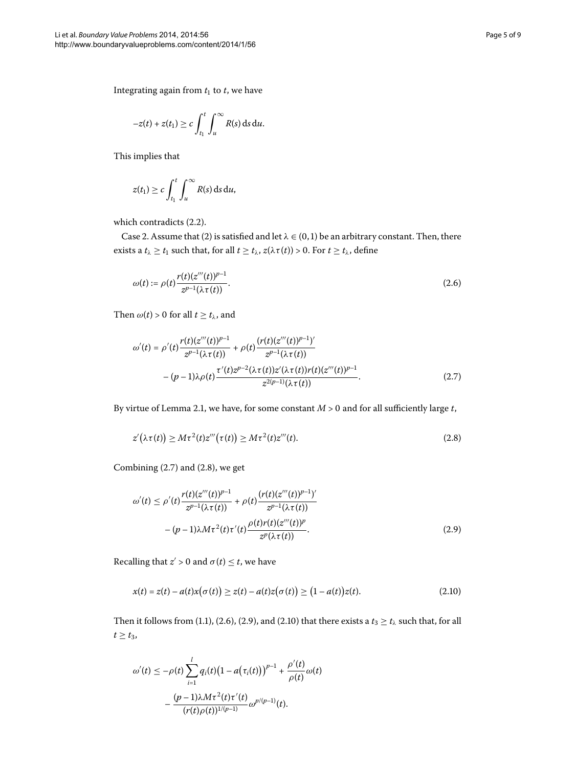Integrating again from $t_1$ to $t$, we have

$$-z(t) + z(t_1) \geq c \int_{t_1}^{t} \int_{u}^{\infty} R(s)\,\mathrm{d}s\,\mathrm{d}u.$$

This implies that

$$z(t_1) \geq c \int_{t_1}^{t} \int_{u}^{\infty} R(s)\,\mathrm{d}s\,\mathrm{d}u,$$

which contradicts (2.2).

Case 2. Assume that (2) is satisfied and let $\lambda \in (0,1)$ be an arbitrary constant. Then, there exists a $t_\lambda \geq t_1$ such that, for all $t \geq t_\lambda$, $z(\lambda\tau(t)) > 0$. For $t \geq t_\lambda$, define

$$\omega(t) := \rho(t)\frac{r(t)(z'''(t))^{p-1}}{z^{p-1}(\lambda\tau(t))}. \tag{2.6}$$

Then $\omega(t) > 0$ for all $t \geq t_\lambda$, and

$$\begin{aligned}
\omega'(t) &= \rho'(t)\frac{r(t)(z'''(t))^{p-1}}{z^{p-1}(\lambda\tau(t))} + \rho(t)\frac{(r(t)(z'''(t))^{p-1})'}{z^{p-1}(\lambda\tau(t))} \\
&\quad - (p-1)\lambda\rho(t)\frac{\tau'(t)z^{p-2}(\lambda\tau(t))z'(\lambda\tau(t))r(t)(z'''(t))^{p-1}}{z^{2(p-1)}(\lambda\tau(t))}.
\end{aligned} \tag{2.7}$$

By virtue of Lemma 2.1, we have, for some constant $M > 0$ and for all sufficiently large $t$,

$$z'\big(\lambda\tau(t)\big) \geq M\tau^2(t)z'''\big(\tau(t)\big) \geq M\tau^2(t)z'''(t). \tag{2.8}$$

Combining (2.7) and (2.8), we get

$$\begin{aligned}
\omega'(t) &\leq \rho'(t)\frac{r(t)(z'''(t))^{p-1}}{z^{p-1}(\lambda\tau(t))} + \rho(t)\frac{(r(t)(z'''(t))^{p-1})'}{z^{p-1}(\lambda\tau(t))} \\
&\quad - (p-1)\lambda M\tau^2(t)\tau'(t)\frac{\rho(t)r(t)(z'''(t))^{p}}{z^{p}(\lambda\tau(t))}.
\end{aligned} \tag{2.9}$$

Recalling that $z' > 0$ and $\sigma(t) \leq t$, we have

$$x(t) = z(t) - a(t)x\big(\sigma(t)\big) \geq z(t) - a(t)z\big(\sigma(t)\big) \geq \big(1 - a(t)\big)z(t). \tag{2.10}$$

Then it follows from (1.1), (2.6), (2.9), and (2.10) that there exists a $t_3 \geq t_\lambda$ such that, for all $t \geq t_3$,

$$\begin{aligned}
\omega'(t) &\leq -\rho(t)\sum_{i=1}^{l} q_i(t)\big(1 - a\big(\tau_i(t)\big)\big)^{p-1} + \frac{\rho'(t)}{\rho(t)}\omega(t) \\
&\quad - \frac{(p-1)\lambda M\tau^2(t)\tau'(t)}{(r(t)\rho(t))^{1/(p-1)}}\omega^{p/(p-1)}(t).
\end{aligned}$$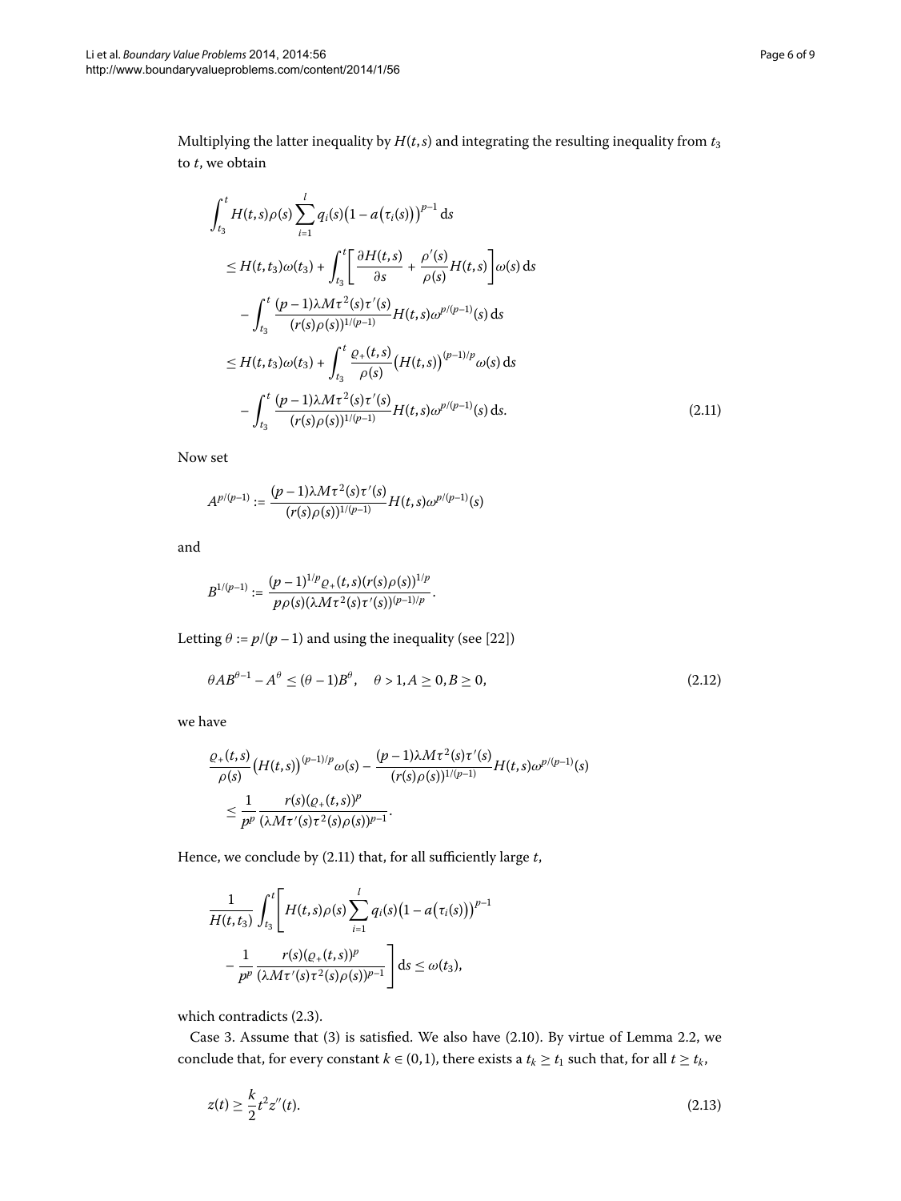Multiplying the latter inequality by $H(t,s)$ and integrating the resulting inequality from $t_3$ to $t$, we obtain

$$
\begin{aligned}
&\int_{t_3}^{t} H(t,s)\rho(s)\sum_{i=1}^{l} q_i(s)\bigl(1-a\bigl(\tau_i(s)\bigr)\bigr)^{p-1}\,\mathrm{d}s \\
&\quad\le H(t,t_3)\omega(t_3) + \int_{t_3}^{t}\left[\frac{\partial H(t,s)}{\partial s} + \frac{\rho'(s)}{\rho(s)}H(t,s)\right]\omega(s)\,\mathrm{d}s \\
&\qquad - \int_{t_3}^{t}\frac{(p-1)\lambda M\tau^2(s)\tau'(s)}{(r(s)\rho(s))^{1/(p-1)}}H(t,s)\omega^{p/(p-1)}(s)\,\mathrm{d}s \\
&\quad\le H(t,t_3)\omega(t_3) + \int_{t_3}^{t}\frac{\varrho_+(t,s)}{\rho(s)}\bigl(H(t,s)\bigr)^{(p-1)/p}\omega(s)\,\mathrm{d}s \\
&\qquad - \int_{t_3}^{t}\frac{(p-1)\lambda M\tau^2(s)\tau'(s)}{(r(s)\rho(s))^{1/(p-1)}}H(t,s)\omega^{p/(p-1)}(s)\,\mathrm{d}s.
\end{aligned}
\tag{2.11}
$$

Now set

$$
A^{p/(p-1)} := \frac{(p-1)\lambda M\tau^2(s)\tau'(s)}{(r(s)\rho(s))^{1/(p-1)}}H(t,s)\omega^{p/(p-1)}(s)
$$

and

$$
B^{1/(p-1)} := \frac{(p-1)^{1/p}\varrho_+(t,s)(r(s)\rho(s))^{1/p}}{p\rho(s)(\lambda M\tau^2(s)\tau'(s))^{(p-1)/p}}.
$$

Letting $\theta := p/(p-1)$ and using the inequality (see [22])

$$
\theta AB^{\theta-1} - A^{\theta} \le (\theta-1)B^{\theta}, \quad \theta > 1, A \ge 0, B \ge 0,
\tag{2.12}
$$

we have

$$
\begin{aligned}
&\frac{\varrho_+(t,s)}{\rho(s)}\bigl(H(t,s)\bigr)^{(p-1)/p}\omega(s) - \frac{(p-1)\lambda M\tau^2(s)\tau'(s)}{(r(s)\rho(s))^{1/(p-1)}}H(t,s)\omega^{p/(p-1)}(s) \\
&\quad\le \frac{1}{p^p}\frac{r(s)(\varrho_+(t,s))^p}{(\lambda M\tau'(s)\tau^2(s)\rho(s))^{p-1}}.
\end{aligned}
$$

Hence, we conclude by (2.11) that, for all sufficiently large $t$,

$$
\begin{aligned}
&\frac{1}{H(t,t_3)}\int_{t_3}^{t}\Biggl[H(t,s)\rho(s)\sum_{i=1}^{l} q_i(s)\bigl(1-a\bigl(\tau_i(s)\bigr)\bigr)^{p-1} \\
&\qquad - \frac{1}{p^p}\frac{r(s)(\varrho_+(t,s))^p}{(\lambda M\tau'(s)\tau^2(s)\rho(s))^{p-1}}\Biggr]\mathrm{d}s \le \omega(t_3),
\end{aligned}
$$

which contradicts (2.3).

Case 3. Assume that (3) is satisfied. We also have (2.10). By virtue of Lemma 2.2, we conclude that, for every constant $k \in (0,1)$, there exists a $t_k \ge t_1$ such that, for all $t \ge t_k$,

$$
z(t) \ge \frac{k}{2}t^2 z''(t).
\tag{2.13}
$$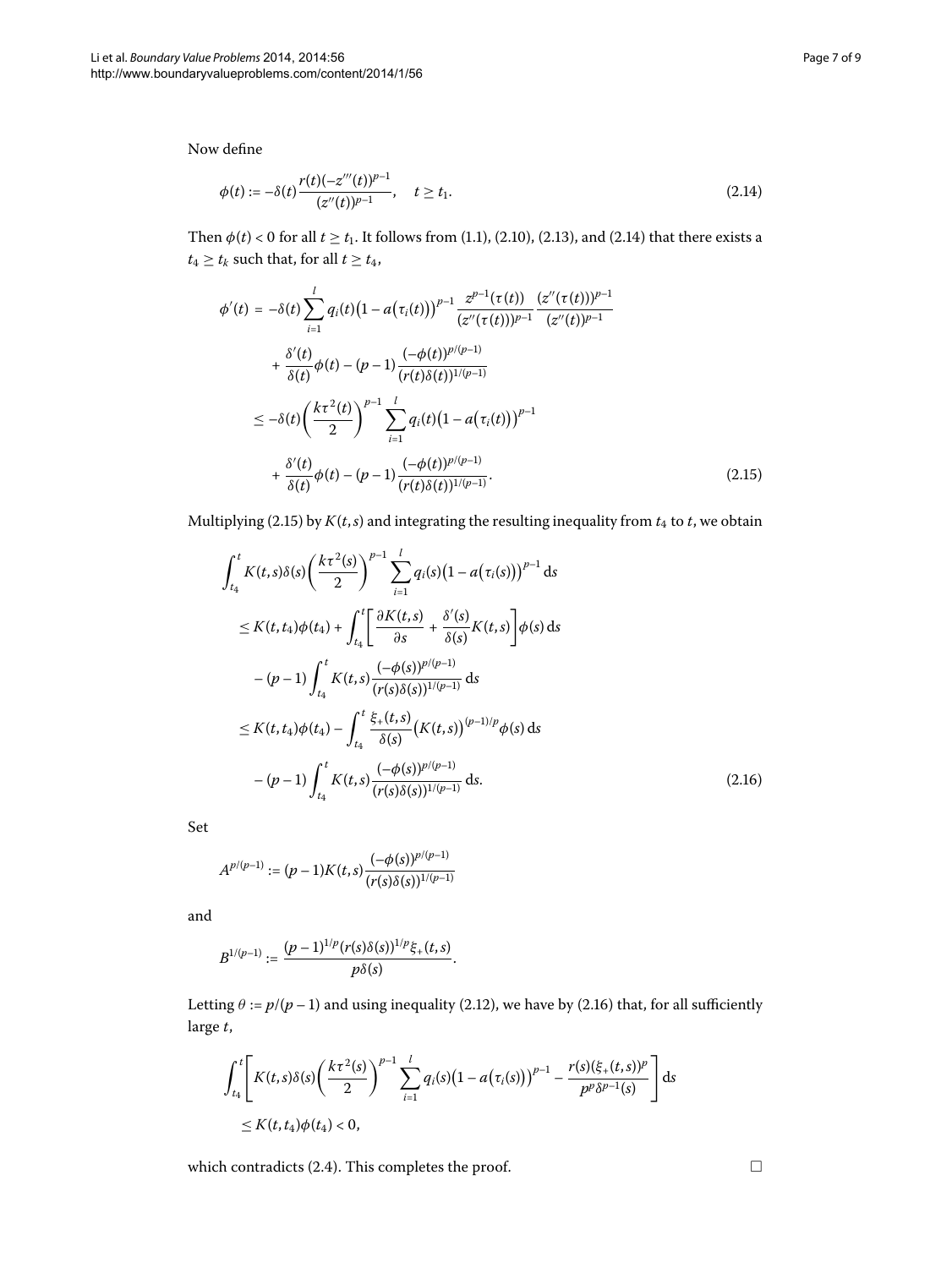Now define

$$\phi(t) := -\delta(t)\frac{r(t)(-z'''(t))^{p-1}}{(z''(t))^{p-1}}, \quad t \geq t_1. \tag{2.14}$$

Then $\phi(t) < 0$ for all $t \geq t_1$. It follows from (1.1), (2.10), (2.13), and (2.14) that there exists a $t_4 \geq t_k$ such that, for all $t \geq t_4$,

$$\begin{aligned}
\phi'(t) &= -\delta(t)\sum_{i=1}^{l} q_i(t)\big(1-a\big(\tau_i(t)\big)\big)^{p-1}\frac{z^{p-1}(\tau(t))}{(z''(\tau(t)))^{p-1}}\frac{(z''(\tau(t)))^{p-1}}{(z''(t))^{p-1}} \\
&\quad + \frac{\delta'(t)}{\delta(t)}\phi(t) - (p-1)\frac{(-\phi(t))^{p/(p-1)}}{(r(t)\delta(t))^{1/(p-1)}} \\
&\leq -\delta(t)\left(\frac{k\tau^2(t)}{2}\right)^{p-1}\sum_{i=1}^{l} q_i(t)\big(1-a\big(\tau_i(t)\big)\big)^{p-1} \\
&\quad + \frac{\delta'(t)}{\delta(t)}\phi(t) - (p-1)\frac{(-\phi(t))^{p/(p-1)}}{(r(t)\delta(t))^{1/(p-1)}}.
\end{aligned} \tag{2.15}$$

Multiplying (2.15) by $K(t,s)$ and integrating the resulting inequality from $t_4$ to $t$, we obtain

$$\begin{aligned}
&\int_{t_4}^{t} K(t,s)\delta(s)\left(\frac{k\tau^2(s)}{2}\right)^{p-1}\sum_{i=1}^{l} q_i(s)\big(1-a\big(\tau_i(s)\big)\big)^{p-1}\,\mathrm{d}s \\
&\quad \leq K(t,t_4)\phi(t_4) + \int_{t_4}^{t}\left[\frac{\partial K(t,s)}{\partial s} + \frac{\delta'(s)}{\delta(s)}K(t,s)\right]\phi(s)\,\mathrm{d}s \\
&\qquad - (p-1)\int_{t_4}^{t} K(t,s)\frac{(-\phi(s))^{p/(p-1)}}{(r(s)\delta(s))^{1/(p-1)}}\,\mathrm{d}s \\
&\quad \leq K(t,t_4)\phi(t_4) - \int_{t_4}^{t}\frac{\xi_+(t,s)}{\delta(s)}\big(K(t,s)\big)^{(p-1)/p}\phi(s)\,\mathrm{d}s \\
&\qquad - (p-1)\int_{t_4}^{t} K(t,s)\frac{(-\phi(s))^{p/(p-1)}}{(r(s)\delta(s))^{1/(p-1)}}\,\mathrm{d}s.
\end{aligned} \tag{2.16}$$

Set

$$A^{p/(p-1)} := (p-1)K(t,s)\frac{(-\phi(s))^{p/(p-1)}}{(r(s)\delta(s))^{1/(p-1)}}$$

and

$$B^{1/(p-1)} := \frac{(p-1)^{1/p}(r(s)\delta(s))^{1/p}\xi_+(t,s)}{p\delta(s)}.$$

Letting $\theta := p/(p-1)$ and using inequality (2.12), we have by (2.16) that, for all sufficiently large $t$,

$$\begin{aligned}
&\int_{t_4}^{t}\left[K(t,s)\delta(s)\left(\frac{k\tau^2(s)}{2}\right)^{p-1}\sum_{i=1}^{l} q_i(s)\big(1-a\big(\tau_i(s)\big)\big)^{p-1} - \frac{r(s)(\xi_+(t,s))^p}{p^p\delta^{p-1}(s)}\right]\mathrm{d}s \\
&\quad \leq K(t,t_4)\phi(t_4) < 0,
\end{aligned}$$

which contradicts (2.4). This completes the proof. □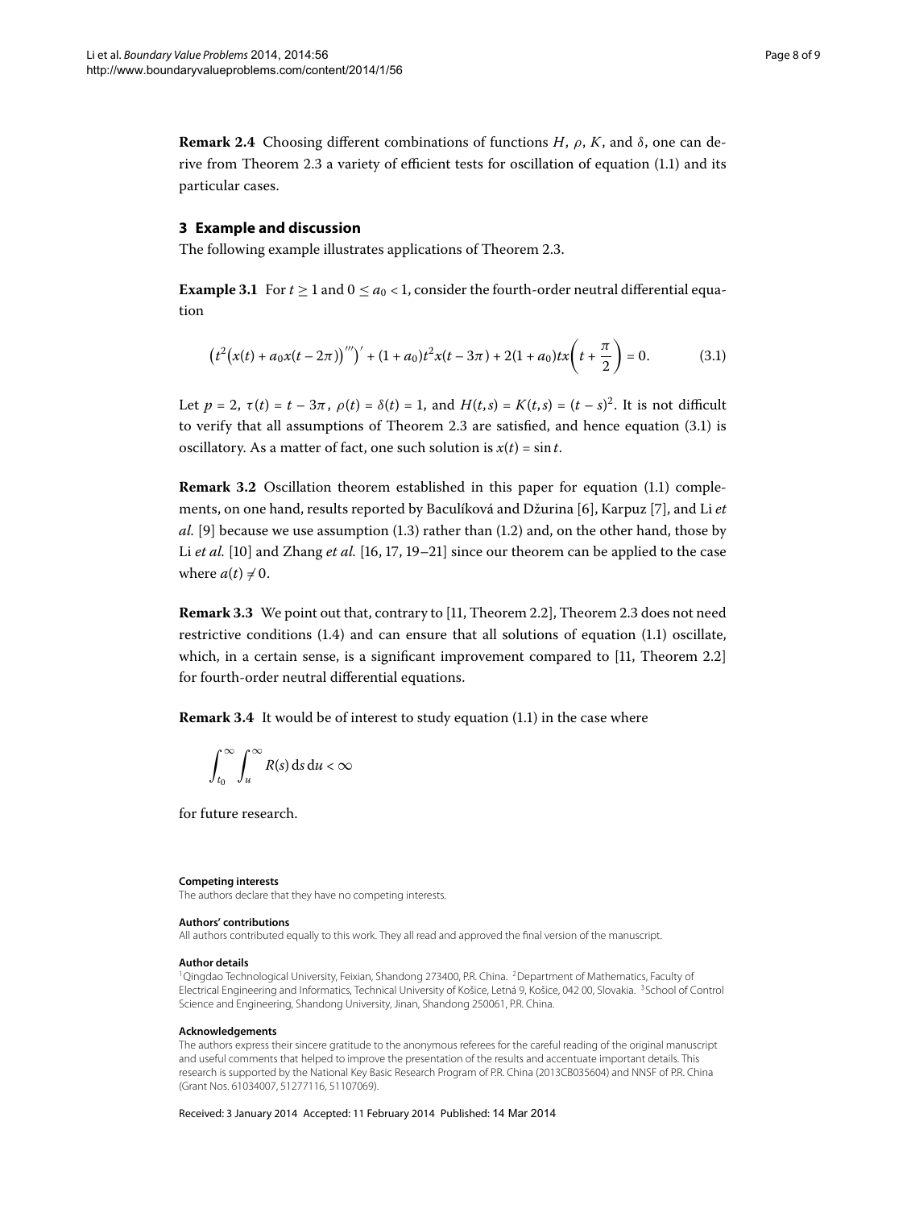**Remark 2.4** Choosing different combinations of functions $H$, $\rho$, $K$, and $\delta$, one can derive from Theorem 2.3 a variety of efficient tests for oscillation of equation (1.1) and its particular cases.

## 3 Example and discussion

The following example illustrates applications of Theorem 2.3.

**Example 3.1** For $t \geq 1$ and $0 \leq a_0 < 1$, consider the fourth-order neutral differential equation

$$\left(t^2\big(x(t) + a_0 x(t - 2\pi)\big)'''\right)' + (1 + a_0)t^2 x(t - 3\pi) + 2(1 + a_0)tx\left(t + \frac{\pi}{2}\right) = 0. \tag{3.1}$$

Let $p = 2$, $\tau(t) = t - 3\pi$, $\rho(t) = \delta(t) = 1$, and $H(t,s) = K(t,s) = (t - s)^2$. It is not difficult to verify that all assumptions of Theorem 2.3 are satisfied, and hence equation (3.1) is oscillatory. As a matter of fact, one such solution is $x(t) = \sin t$.

**Remark 3.2** Oscillation theorem established in this paper for equation (1.1) complements, on one hand, results reported by Baculíková and Džurina [6], Karpuz [7], and Li *et al.* [9] because we use assumption (1.3) rather than (1.2) and, on the other hand, those by Li *et al.* [10] and Zhang *et al.* [16, 17, 19–21] since our theorem can be applied to the case where $a(t) \not\equiv 0$.

**Remark 3.3** We point out that, contrary to [11, Theorem 2.2], Theorem 2.3 does not need restrictive conditions (1.4) and can ensure that all solutions of equation (1.1) oscillate, which, in a certain sense, is a significant improvement compared to [11, Theorem 2.2] for fourth-order neutral differential equations.

**Remark 3.4** It would be of interest to study equation (1.1) in the case where

$$\int_{t_0}^{\infty} \int_{u}^{\infty} R(s)\,\mathrm{d}s\,\mathrm{d}u < \infty$$

for future research.

#### Competing interests
The authors declare that they have no competing interests.

#### Authors' contributions
All authors contributed equally to this work. They all read and approved the final version of the manuscript.

#### Author details
[1] Qingdao Technological University, Feixian, Shandong 273400, P.R. China. [2] Department of Mathematics, Faculty of Electrical Engineering and Informatics, Technical University of Košice, Letná 9, Košice, 042 00, Slovakia. [3] School of Control Science and Engineering, Shandong University, Jinan, Shandong 250061, P.R. China.

#### Acknowledgements
The authors express their sincere gratitude to the anonymous referees for the careful reading of the original manuscript and useful comments that helped to improve the presentation of the results and accentuate important details. This research is supported by the National Key Basic Research Program of P.R. China (2013CB035604) and NNSF of P.R. China (Grant Nos. 61034007, 51277116, 51107069).

Received: 3 January 2014 Accepted: 11 February 2014 Published: 14 Mar 2014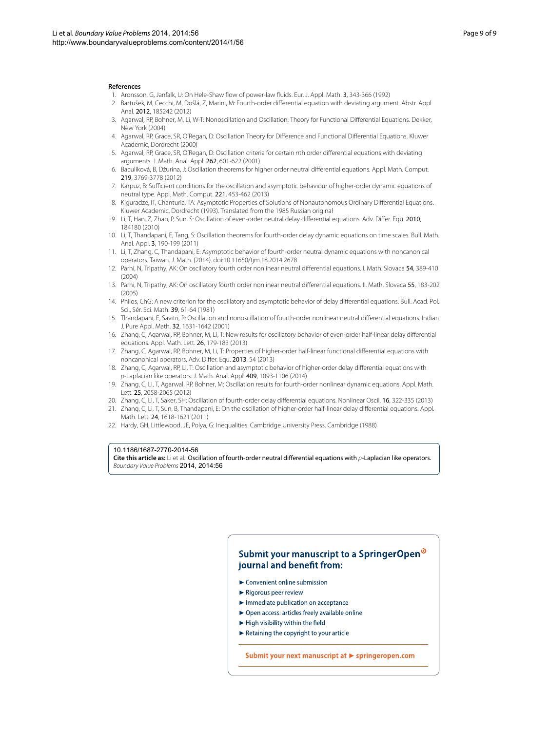#### References

1. Aronsson, G, Janfalk, U: On Hele-Shaw flow of power-law fluids. Eur. J. Appl. Math. **3**, 343-366 (1992)
2. Bartušek, M, Cecchi, M, Došlá, Z, Marini, M: Fourth-order differential equation with deviating argument. Abstr. Appl. Anal. **2012**, 185242 (2012)
3. Agarwal, RP, Bohner, M, Li, W-T: Nonoscillation and Oscillation: Theory for Functional Differential Equations. Dekker, New York (2004)
4. Agarwal, RP, Grace, SR, O'Regan, D: Oscillation Theory for Difference and Functional Differential Equations. Kluwer Academic, Dordrecht (2000)
5. Agarwal, RP, Grace, SR, O'Regan, D: Oscillation criteria for certain $n$th order differential equations with deviating arguments. J. Math. Anal. Appl. **262**, 601-622 (2001)
6. Baculíková, B, Džurina, J: Oscillation theorems for higher order neutral differential equations. Appl. Math. Comput. **219**, 3769-3778 (2012)
7. Karpuz, B: Sufficient conditions for the oscillation and asymptotic behaviour of higher-order dynamic equations of neutral type. Appl. Math. Comput. **221**, 453-462 (2013)
8. Kiguradze, IT, Chanturia, TA: Asymptotic Properties of Solutions of Nonautonomous Ordinary Differential Equations. Kluwer Academic, Dordrecht (1993). Translated from the 1985 Russian original
9. Li, T, Han, Z, Zhao, P, Sun, S: Oscillation of even-order neutral delay differential equations. Adv. Differ. Equ. **2010**, 184180 (2010)
10. Li, T, Thandapani, E, Tang, S: Oscillation theorems for fourth-order delay dynamic equations on time scales. Bull. Math. Anal. Appl. **3**, 190-199 (2011)
11. Li, T, Zhang, C, Thandapani, E: Asymptotic behavior of fourth-order neutral dynamic equations with noncanonical operators. Taiwan. J. Math. (2014). doi:10.11650/tjm.18.2014.2678
12. Parhi, N, Tripathy, AK: On oscillatory fourth order nonlinear neutral differential equations. I. Math. Slovaca **54**, 389-410 (2004)
13. Parhi, N, Tripathy, AK: On oscillatory fourth order nonlinear neutral differential equations. II. Math. Slovaca **55**, 183-202 (2005)
14. Philos, ChG: A new criterion for the oscillatory and asymptotic behavior of delay differential equations. Bull. Acad. Pol. Sci., Sér. Sci. Math. **39**, 61-64 (1981)
15. Thandapani, E, Savitri, R: Oscillation and nonoscillation of fourth-order nonlinear neutral differential equations. Indian J. Pure Appl. Math. **32**, 1631-1642 (2001)
16. Zhang, C, Agarwal, RP, Bohner, M, Li, T: New results for oscillatory behavior of even-order half-linear delay differential equations. Appl. Math. Lett. **26**, 179-183 (2013)
17. Zhang, C, Agarwal, RP, Bohner, M, Li, T: Properties of higher-order half-linear functional differential equations with noncanonical operators. Adv. Differ. Equ. **2013**, 54 (2013)
18. Zhang, C, Agarwal, RP, Li, T: Oscillation and asymptotic behavior of higher-order delay differential equations with $p$-Laplacian like operators. J. Math. Anal. Appl. **409**, 1093-1106 (2014)
19. Zhang, C, Li, T, Agarwal, RP, Bohner, M: Oscillation results for fourth-order nonlinear dynamic equations. Appl. Math. Lett. **25**, 2058-2065 (2012)
20. Zhang, C, Li, T, Saker, SH: Oscillation of fourth-order delay differential equations. Nonlinear Oscil. **16**, 322-335 (2013)
21. Zhang, C, Li, T, Sun, B, Thandapani, E: On the oscillation of higher-order half-linear delay differential equations. Appl. Math. Lett. **24**, 1618-1621 (2011)
22. Hardy, GH, Littlewood, JE, Polya, G: Inequalities. Cambridge University Press, Cambridge (1988)

10.1186/1687-2770-2014-56
**Cite this article as:** Li et al.: Oscillation of fourth-order neutral differential equations with $p$-Laplacian like operators. *Boundary Value Problems* 2014, 2014:56

**Submit your manuscript to a SpringerOpen journal and benefit from:**

- ► Convenient online submission
- ► Rigorous peer review
- ► Immediate publication on acceptance
- ► Open access: articles freely available online
- ► High visibility within the field
- ► Retaining the copyright to your article

**Submit your next manuscript at ► springeropen.com**